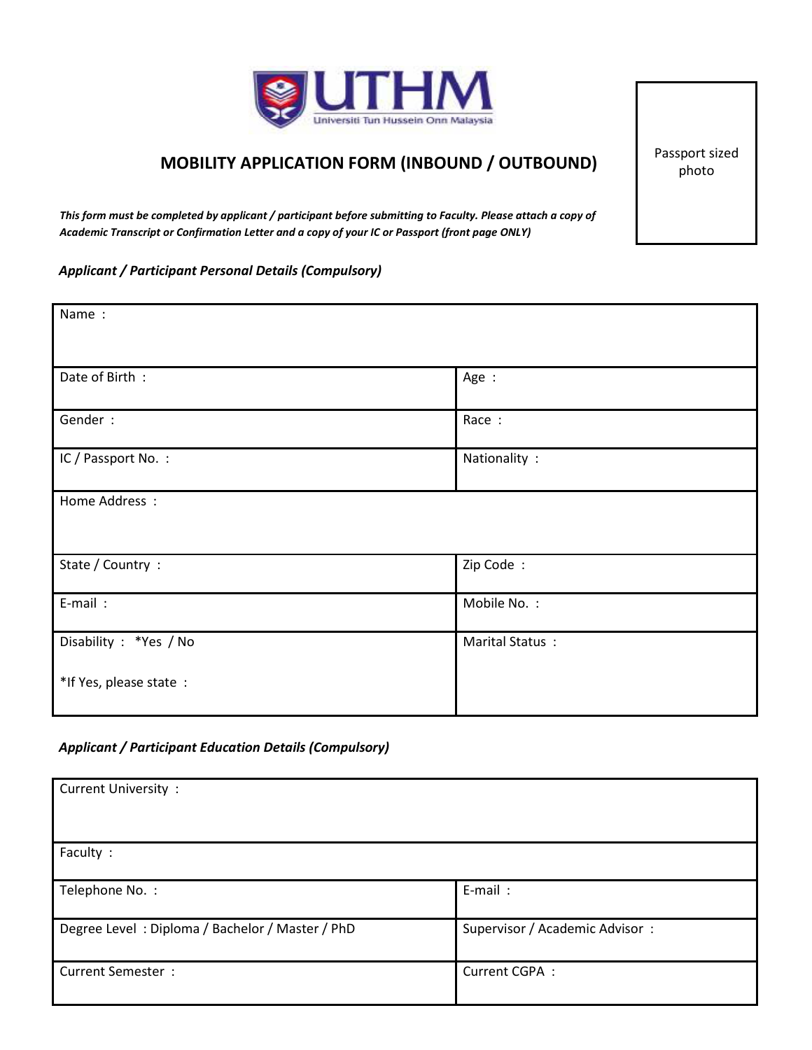Universiti Tun Hussein Onn Malaysia

Passport sized photo

# MOBILITY APPLICATION FORM (INBOUND / OUTBOUND)

***This form must be completed by applicant / participant before submitting to Faculty. Please attach a copy of Academic Transcript or Confirmation Letter and a copy of your IC or Passport (front page ONLY)***

***Applicant / Participant Personal Details (Compulsory)***

| Name : | |
|---|---|
| Date of Birth : | Age : |
| Gender : | Race : |
| IC / Passport No. : | Nationality : |
| Home Address : | |
| State / Country : | Zip Code : |
| E-mail : | Mobile No. : |
| Disability : *Yes / No<br><br>*If Yes, please state : | Marital Status : |

***Applicant / Participant Education Details (Compulsory)***

| Current University : | |
|---|---|
| Faculty : | |
| Telephone No. : | E-mail : |
| Degree Level : Diploma / Bachelor / Master / PhD | Supervisor / Academic Advisor : |
| Current Semester : | Current CGPA : |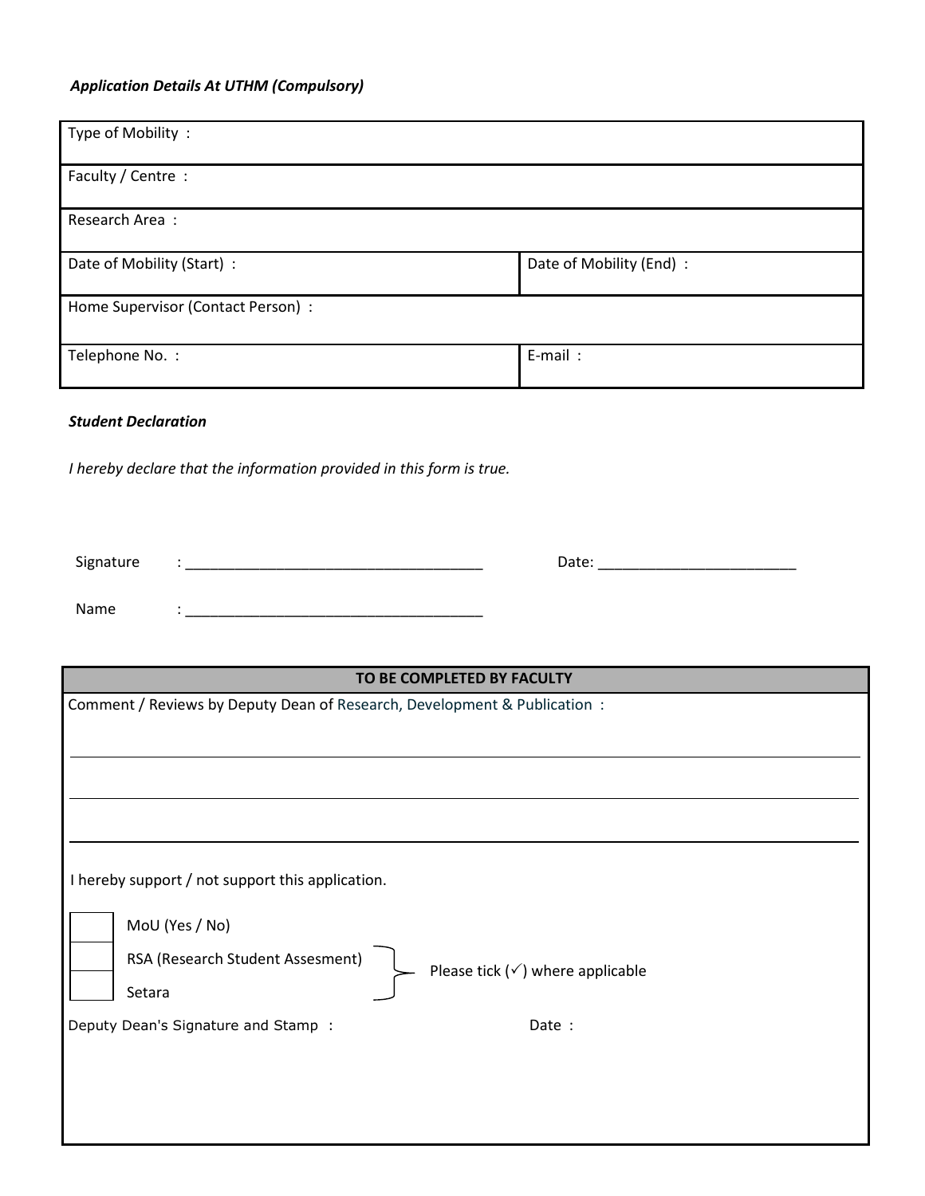***Application Details At UTHM (Compulsory)***

| Type of Mobility : | |
|---|---|
| Faculty / Centre : | |
| Research Area : | |
| Date of Mobility (Start) : | Date of Mobility (End) : |
| Home Supervisor (Contact Person) : | |
| Telephone No. : | E-mail : |

***Student Declaration***

*I hereby declare that the information provided in this form is true.*

Signature : ____________________________________ Date: ________________________

Name : ____________________________________

| TO BE COMPLETED BY FACULTY |
|---|
| Comment / Reviews by Deputy Dean of Research, Development & Publication : |
| ______________________________________________________________________ |
| ______________________________________________________________________ |
| ______________________________________________________________________ |
| I hereby support / not support this application. |
| ☐ MoU (Yes / No)<br>☐ RSA (Research Student Assesment)<br>☐ Setara<br>Please tick (✓) where applicable |
| Deputy Dean's Signature and Stamp : &nbsp;&nbsp;&nbsp;&nbsp;&nbsp;&nbsp;&nbsp;&nbsp;&nbsp;&nbsp;&nbsp;&nbsp;&nbsp;&nbsp;&nbsp;&nbsp;&nbsp;&nbsp;&nbsp;&nbsp;Date : |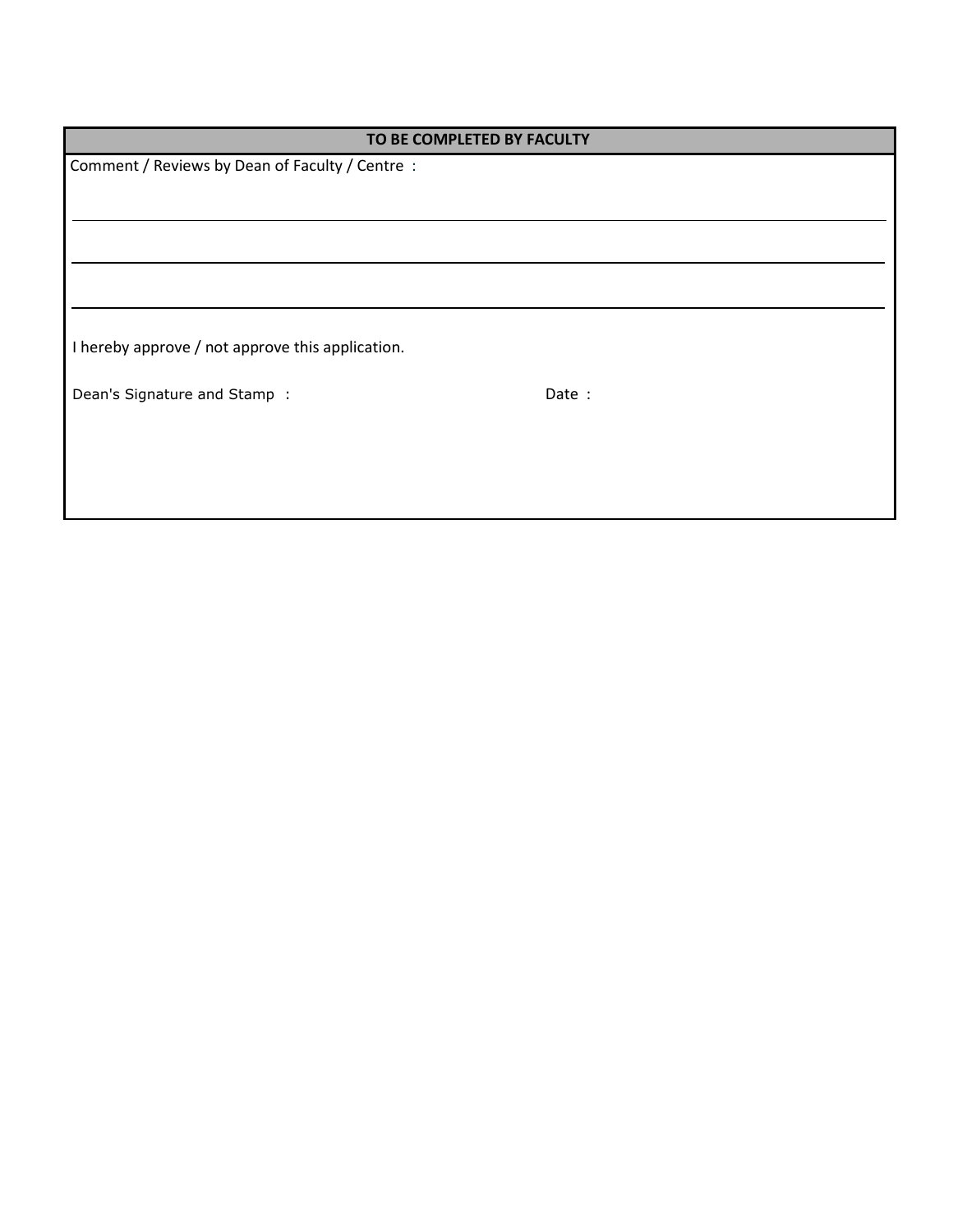**TO BE COMPLETED BY FACULTY**

Comment / Reviews by Dean of Faculty / Centre :

---

---

---

I hereby approve / not approve this application.

Dean's Signature and Stamp : Date :